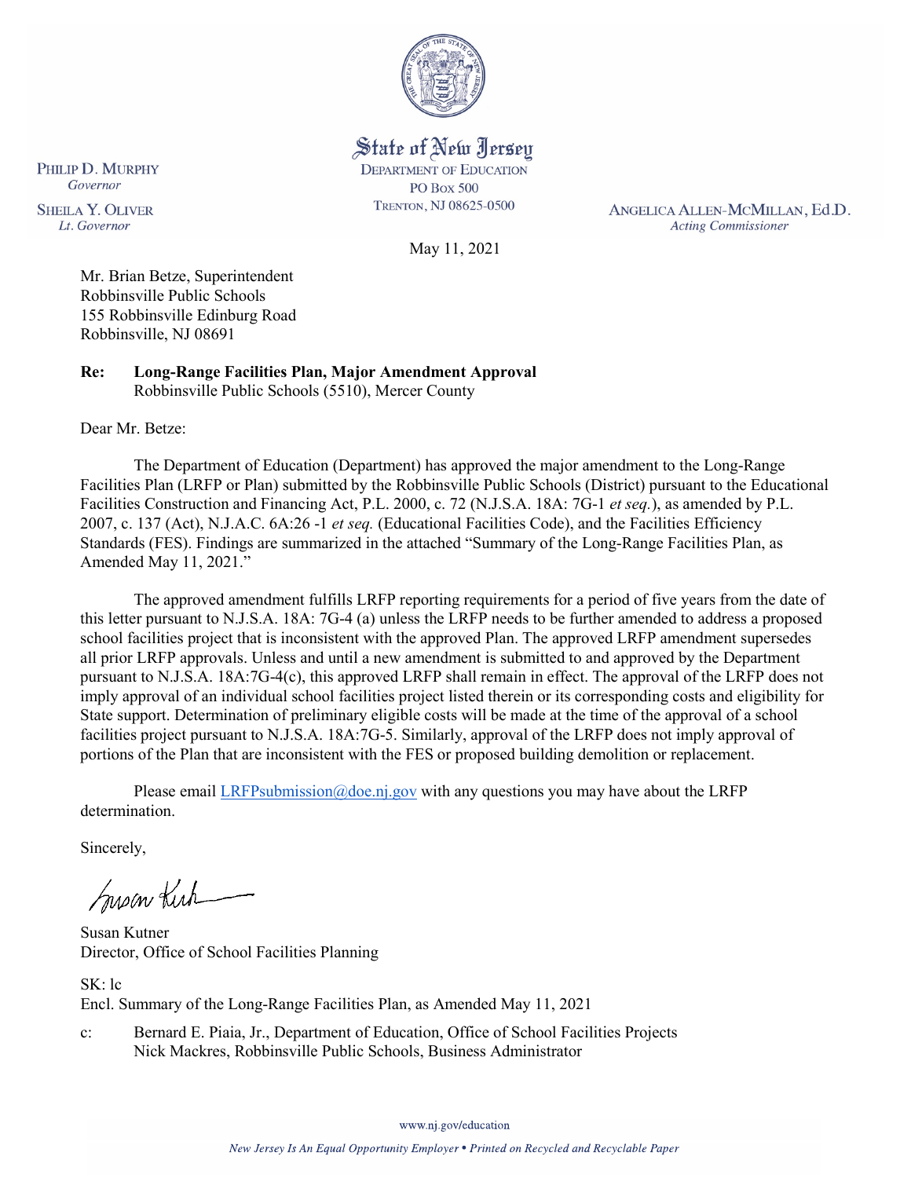State of New Jersey
DEPARTMENT OF EDUCATION
PO BOX 500
TRENTON, NJ 08625-0500

PHILIP D. MURPHY
*Governor*

SHEILA Y. OLIVER
*Lt. Governor*

ANGELICA ALLEN-MCMILLAN, Ed.D.
*Acting Commissioner*

May 11, 2021

Mr. Brian Betze, Superintendent
Robbinsville Public Schools
155 Robbinsville Edinburg Road
Robbinsville, NJ 08691

**Re: Long-Range Facilities Plan, Major Amendment Approval**
Robbinsville Public Schools (5510), Mercer County

Dear Mr. Betze:

The Department of Education (Department) has approved the major amendment to the Long-Range Facilities Plan (LRFP or Plan) submitted by the Robbinsville Public Schools (District) pursuant to the Educational Facilities Construction and Financing Act, P.L. 2000, c. 72 (N.J.S.A. 18A: 7G-1 *et seq.*), as amended by P.L. 2007, c. 137 (Act), N.J.A.C. 6A:26 -1 *et seq.* (Educational Facilities Code), and the Facilities Efficiency Standards (FES). Findings are summarized in the attached "Summary of the Long-Range Facilities Plan, as Amended May 11, 2021."

The approved amendment fulfills LRFP reporting requirements for a period of five years from the date of this letter pursuant to N.J.S.A. 18A: 7G-4 (a) unless the LRFP needs to be further amended to address a proposed school facilities project that is inconsistent with the approved Plan. The approved LRFP amendment supersedes all prior LRFP approvals. Unless and until a new amendment is submitted to and approved by the Department pursuant to N.J.S.A. 18A:7G-4(c), this approved LRFP shall remain in effect. The approval of the LRFP does not imply approval of an individual school facilities project listed therein or its corresponding costs and eligibility for State support. Determination of preliminary eligible costs will be made at the time of the approval of a school facilities project pursuant to N.J.S.A. 18A:7G-5. Similarly, approval of the LRFP does not imply approval of portions of the Plan that are inconsistent with the FES or proposed building demolition or replacement.

Please email LRFPsubmission@doe.nj.gov with any questions you may have about the LRFP determination.

Sincerely,

Susan Kutner
Director, Office of School Facilities Planning

SK: lc
Encl. Summary of the Long-Range Facilities Plan, as Amended May 11, 2021

c: Bernard E. Piaia, Jr., Department of Education, Office of School Facilities Projects
Nick Mackres, Robbinsville Public Schools, Business Administrator

www.nj.gov/education

*New Jersey Is An Equal Opportunity Employer • Printed on Recycled and Recyclable Paper*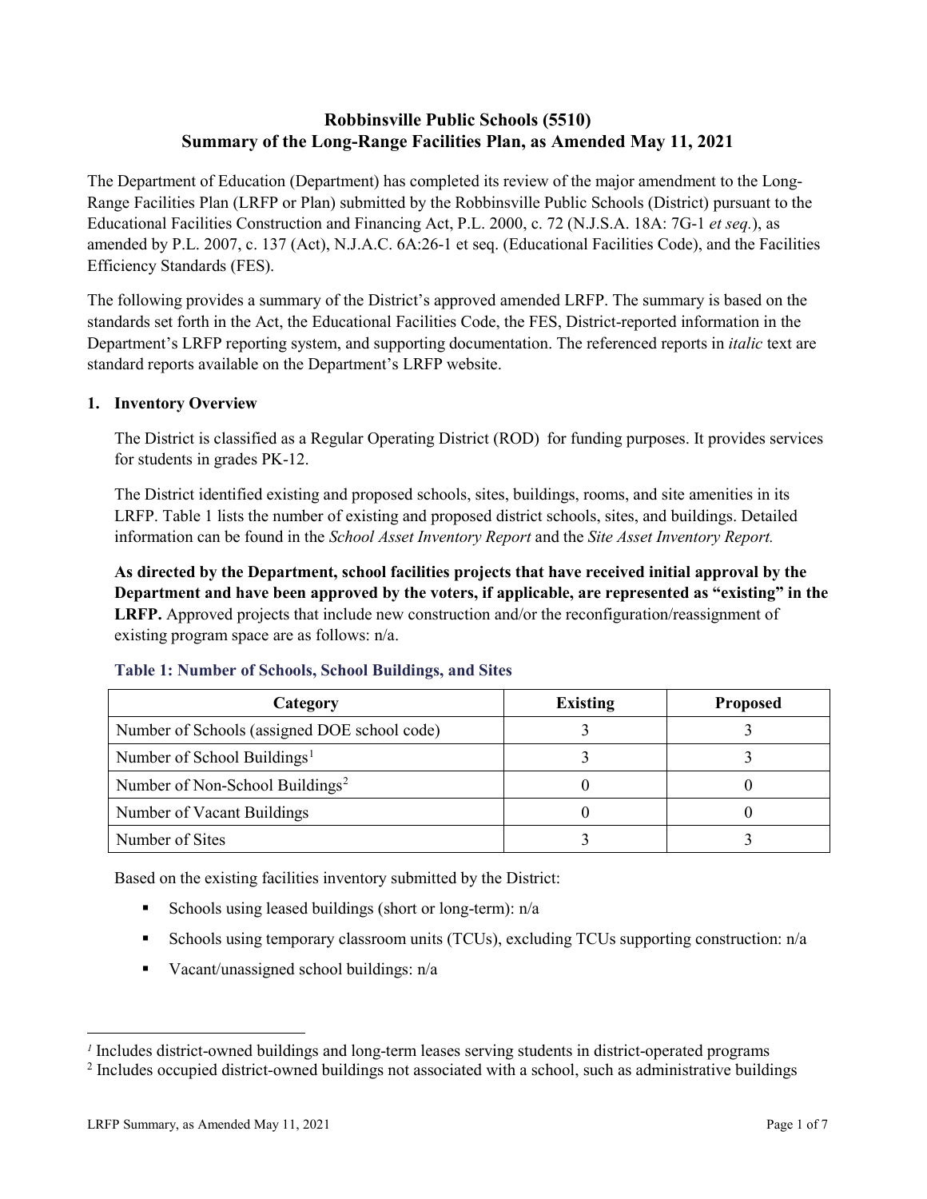# Robbinsville Public Schools (5510)
# Summary of the Long-Range Facilities Plan, as Amended May 11, 2021

The Department of Education (Department) has completed its review of the major amendment to the Long-Range Facilities Plan (LRFP or Plan) submitted by the Robbinsville Public Schools (District) pursuant to the Educational Facilities Construction and Financing Act, P.L. 2000, c. 72 (N.J.S.A. 18A: 7G-1 *et seq.*), as amended by P.L. 2007, c. 137 (Act), N.J.A.C. 6A:26-1 et seq. (Educational Facilities Code), and the Facilities Efficiency Standards (FES).

The following provides a summary of the District's approved amended LRFP. The summary is based on the standards set forth in the Act, the Educational Facilities Code, the FES, District-reported information in the Department's LRFP reporting system, and supporting documentation. The referenced reports in *italic* text are standard reports available on the Department's LRFP website.

## 1. Inventory Overview

The District is classified as a Regular Operating District (ROD) for funding purposes. It provides services for students in grades PK-12.

The District identified existing and proposed schools, sites, buildings, rooms, and site amenities in its LRFP. Table 1 lists the number of existing and proposed district schools, sites, and buildings. Detailed information can be found in the *School Asset Inventory Report* and the *Site Asset Inventory Report.*

**As directed by the Department, school facilities projects that have received initial approval by the Department and have been approved by the voters, if applicable, are represented as "existing" in the LRFP.** Approved projects that include new construction and/or the reconfiguration/reassignment of existing program space are as follows: n/a.

### Table 1: Number of Schools, School Buildings, and Sites

| Category | Existing | Proposed |
|---|---|---|
| Number of Schools (assigned DOE school code) | 3 | 3 |
| Number of School Buildings[1] | 3 | 3 |
| Number of Non-School Buildings[2] | 0 | 0 |
| Number of Vacant Buildings | 0 | 0 |
| Number of Sites | 3 | 3 |

Based on the existing facilities inventory submitted by the District:

- Schools using leased buildings (short or long-term): n/a
- Schools using temporary classroom units (TCUs), excluding TCUs supporting construction: n/a
- Vacant/unassigned school buildings: n/a

[1] Includes district-owned buildings and long-term leases serving students in district-operated programs

[2] Includes occupied district-owned buildings not associated with a school, such as administrative buildings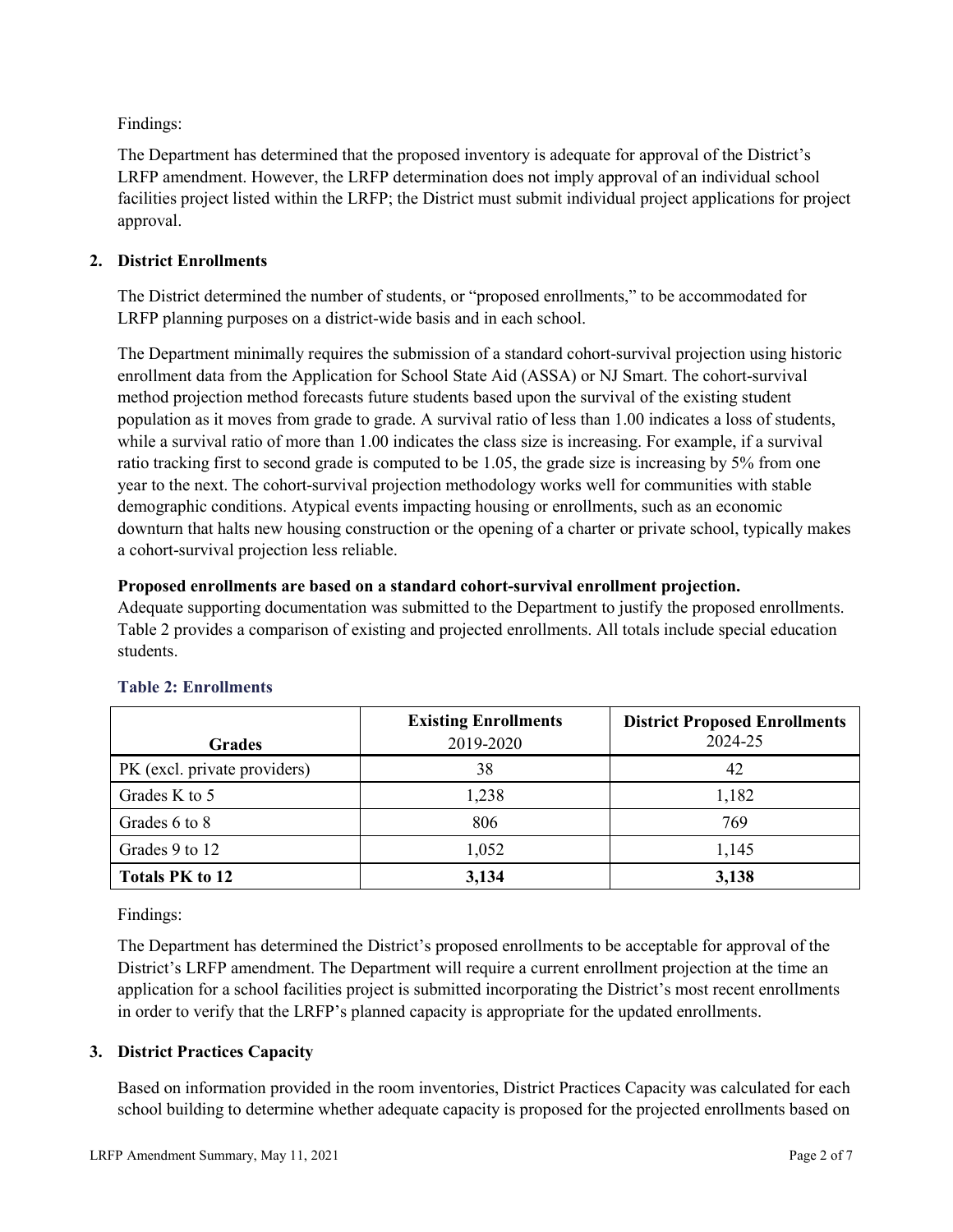Findings:

The Department has determined that the proposed inventory is adequate for approval of the District's LRFP amendment. However, the LRFP determination does not imply approval of an individual school facilities project listed within the LRFP; the District must submit individual project applications for project approval.

## 2. District Enrollments

The District determined the number of students, or "proposed enrollments," to be accommodated for LRFP planning purposes on a district-wide basis and in each school.

The Department minimally requires the submission of a standard cohort-survival projection using historic enrollment data from the Application for School State Aid (ASSA) or NJ Smart. The cohort-survival method projection method forecasts future students based upon the survival of the existing student population as it moves from grade to grade. A survival ratio of less than 1.00 indicates a loss of students, while a survival ratio of more than 1.00 indicates the class size is increasing. For example, if a survival ratio tracking first to second grade is computed to be 1.05, the grade size is increasing by 5% from one year to the next. The cohort-survival projection methodology works well for communities with stable demographic conditions. Atypical events impacting housing or enrollments, such as an economic downturn that halts new housing construction or the opening of a charter or private school, typically makes a cohort-survival projection less reliable.

**Proposed enrollments are based on a standard cohort-survival enrollment projection.**
Adequate supporting documentation was submitted to the Department to justify the proposed enrollments. Table 2 provides a comparison of existing and projected enrollments. All totals include special education students.

**Table 2: Enrollments**

| Grades | Existing Enrollments 2019-2020 | District Proposed Enrollments 2024-25 |
|---|---|---|
| PK (excl. private providers) | 38 | 42 |
| Grades K to 5 | 1,238 | 1,182 |
| Grades 6 to 8 | 806 | 769 |
| Grades 9 to 12 | 1,052 | 1,145 |
| **Totals PK to 12** | **3,134** | **3,138** |

Findings:

The Department has determined the District's proposed enrollments to be acceptable for approval of the District's LRFP amendment. The Department will require a current enrollment projection at the time an application for a school facilities project is submitted incorporating the District's most recent enrollments in order to verify that the LRFP's planned capacity is appropriate for the updated enrollments.

## 3. District Practices Capacity

Based on information provided in the room inventories, District Practices Capacity was calculated for each school building to determine whether adequate capacity is proposed for the projected enrollments based on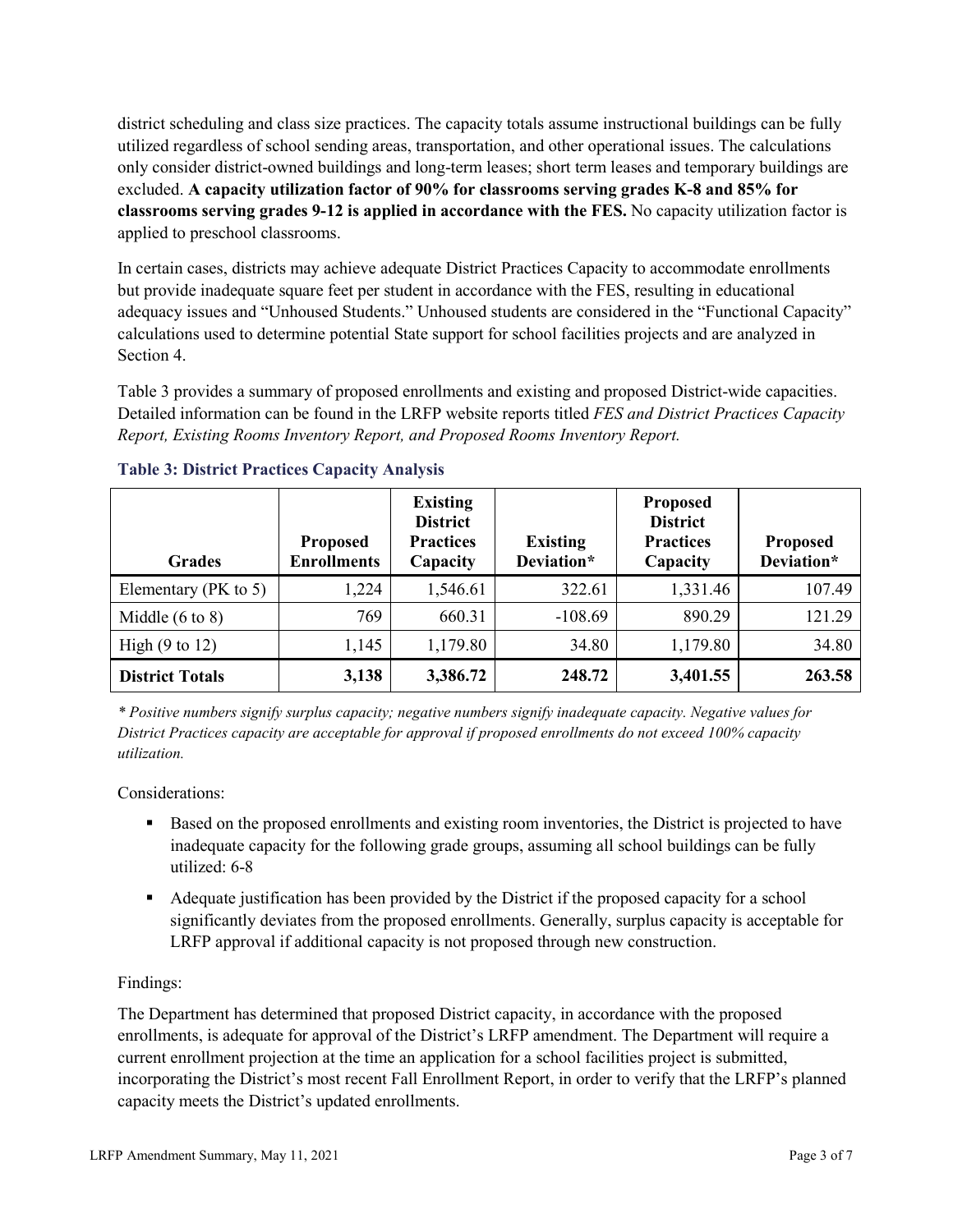district scheduling and class size practices. The capacity totals assume instructional buildings can be fully utilized regardless of school sending areas, transportation, and other operational issues. The calculations only consider district-owned buildings and long-term leases; short term leases and temporary buildings are excluded. **A capacity utilization factor of 90% for classrooms serving grades K-8 and 85% for classrooms serving grades 9-12 is applied in accordance with the FES.** No capacity utilization factor is applied to preschool classrooms.

In certain cases, districts may achieve adequate District Practices Capacity to accommodate enrollments but provide inadequate square feet per student in accordance with the FES, resulting in educational adequacy issues and "Unhoused Students." Unhoused students are considered in the "Functional Capacity" calculations used to determine potential State support for school facilities projects and are analyzed in Section 4.

Table 3 provides a summary of proposed enrollments and existing and proposed District-wide capacities. Detailed information can be found in the LRFP website reports titled *FES and District Practices Capacity Report, Existing Rooms Inventory Report, and Proposed Rooms Inventory Report.*

### Table 3: District Practices Capacity Analysis

| Grades | Proposed Enrollments | Existing District Practices Capacity | Existing Deviation* | Proposed District Practices Capacity | Proposed Deviation* |
|---|---|---|---|---|---|
| Elementary (PK to 5) | 1,224 | 1,546.61 | 322.61 | 1,331.46 | 107.49 |
| Middle (6 to 8) | 769 | 660.31 | -108.69 | 890.29 | 121.29 |
| High (9 to 12) | 1,145 | 1,179.80 | 34.80 | 1,179.80 | 34.80 |
| **District Totals** | **3,138** | **3,386.72** | **248.72** | **3,401.55** | **263.58** |

*\* Positive numbers signify surplus capacity; negative numbers signify inadequate capacity. Negative values for District Practices capacity are acceptable for approval if proposed enrollments do not exceed 100% capacity utilization.*

Considerations:

- Based on the proposed enrollments and existing room inventories, the District is projected to have inadequate capacity for the following grade groups, assuming all school buildings can be fully utilized: 6-8
- Adequate justification has been provided by the District if the proposed capacity for a school significantly deviates from the proposed enrollments. Generally, surplus capacity is acceptable for LRFP approval if additional capacity is not proposed through new construction.

Findings:

The Department has determined that proposed District capacity, in accordance with the proposed enrollments, is adequate for approval of the District's LRFP amendment. The Department will require a current enrollment projection at the time an application for a school facilities project is submitted, incorporating the District's most recent Fall Enrollment Report, in order to verify that the LRFP's planned capacity meets the District's updated enrollments.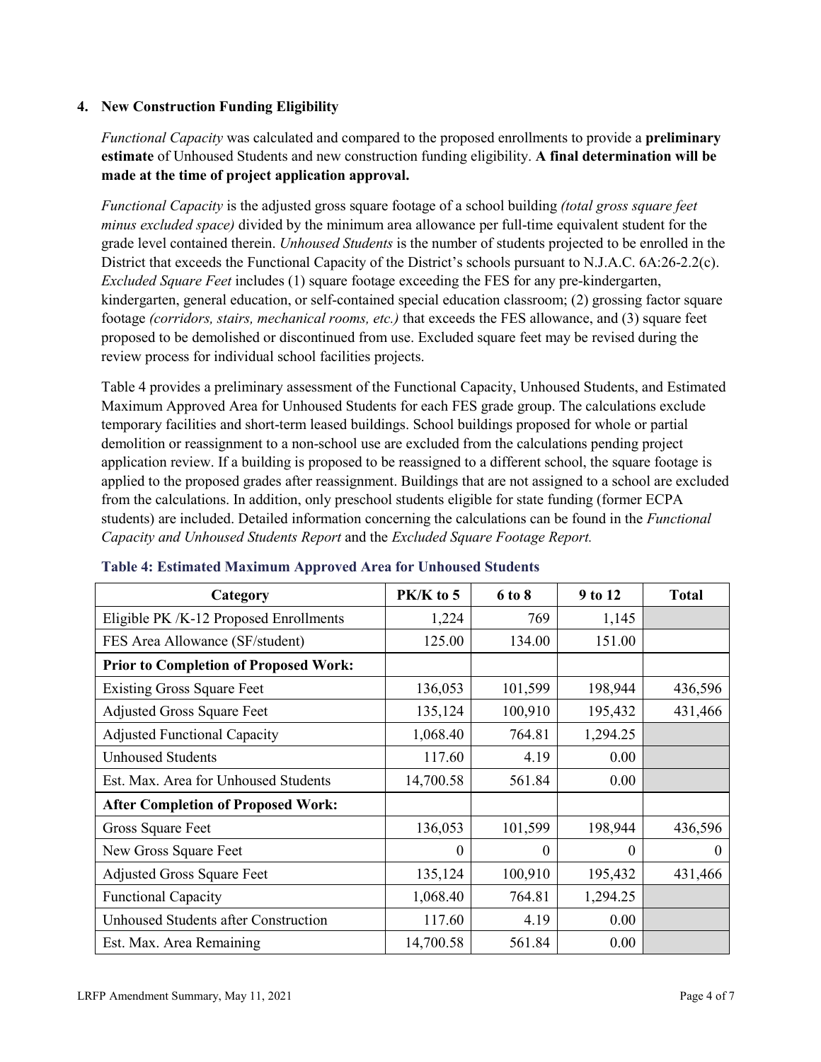## 4. New Construction Funding Eligibility

*Functional Capacity* was calculated and compared to the proposed enrollments to provide a **preliminary estimate** of Unhoused Students and new construction funding eligibility. **A final determination will be made at the time of project application approval.**

*Functional Capacity* is the adjusted gross square footage of a school building *(total gross square feet minus excluded space)* divided by the minimum area allowance per full-time equivalent student for the grade level contained therein. *Unhoused Students* is the number of students projected to be enrolled in the District that exceeds the Functional Capacity of the District's schools pursuant to N.J.A.C. 6A:26-2.2(c). *Excluded Square Feet* includes (1) square footage exceeding the FES for any pre-kindergarten, kindergarten, general education, or self-contained special education classroom; (2) grossing factor square footage *(corridors, stairs, mechanical rooms, etc.)* that exceeds the FES allowance, and (3) square feet proposed to be demolished or discontinued from use. Excluded square feet may be revised during the review process for individual school facilities projects.

Table 4 provides a preliminary assessment of the Functional Capacity, Unhoused Students, and Estimated Maximum Approved Area for Unhoused Students for each FES grade group. The calculations exclude temporary facilities and short-term leased buildings. School buildings proposed for whole or partial demolition or reassignment to a non-school use are excluded from the calculations pending project application review. If a building is proposed to be reassigned to a different school, the square footage is applied to the proposed grades after reassignment. Buildings that are not assigned to a school are excluded from the calculations. In addition, only preschool students eligible for state funding (former ECPA students) are included. Detailed information concerning the calculations can be found in the *Functional Capacity and Unhoused Students Report* and the *Excluded Square Footage Report.*

**Table 4: Estimated Maximum Approved Area for Unhoused Students**

| Category | PK/K to 5 | 6 to 8 | 9 to 12 | Total |
|---|---|---|---|---|
| Eligible PK /K-12 Proposed Enrollments | 1,224 | 769 | 1,145 | |
| FES Area Allowance (SF/student) | 125.00 | 134.00 | 151.00 | |
| **Prior to Completion of Proposed Work:** | | | | |
| Existing Gross Square Feet | 136,053 | 101,599 | 198,944 | 436,596 |
| Adjusted Gross Square Feet | 135,124 | 100,910 | 195,432 | 431,466 |
| Adjusted Functional Capacity | 1,068.40 | 764.81 | 1,294.25 | |
| Unhoused Students | 117.60 | 4.19 | 0.00 | |
| Est. Max. Area for Unhoused Students | 14,700.58 | 561.84 | 0.00 | |
| **After Completion of Proposed Work:** | | | | |
| Gross Square Feet | 136,053 | 101,599 | 198,944 | 436,596 |
| New Gross Square Feet | 0 | 0 | 0 | 0 |
| Adjusted Gross Square Feet | 135,124 | 100,910 | 195,432 | 431,466 |
| Functional Capacity | 1,068.40 | 764.81 | 1,294.25 | |
| Unhoused Students after Construction | 117.60 | 4.19 | 0.00 | |
| Est. Max. Area Remaining | 14,700.58 | 561.84 | 0.00 | |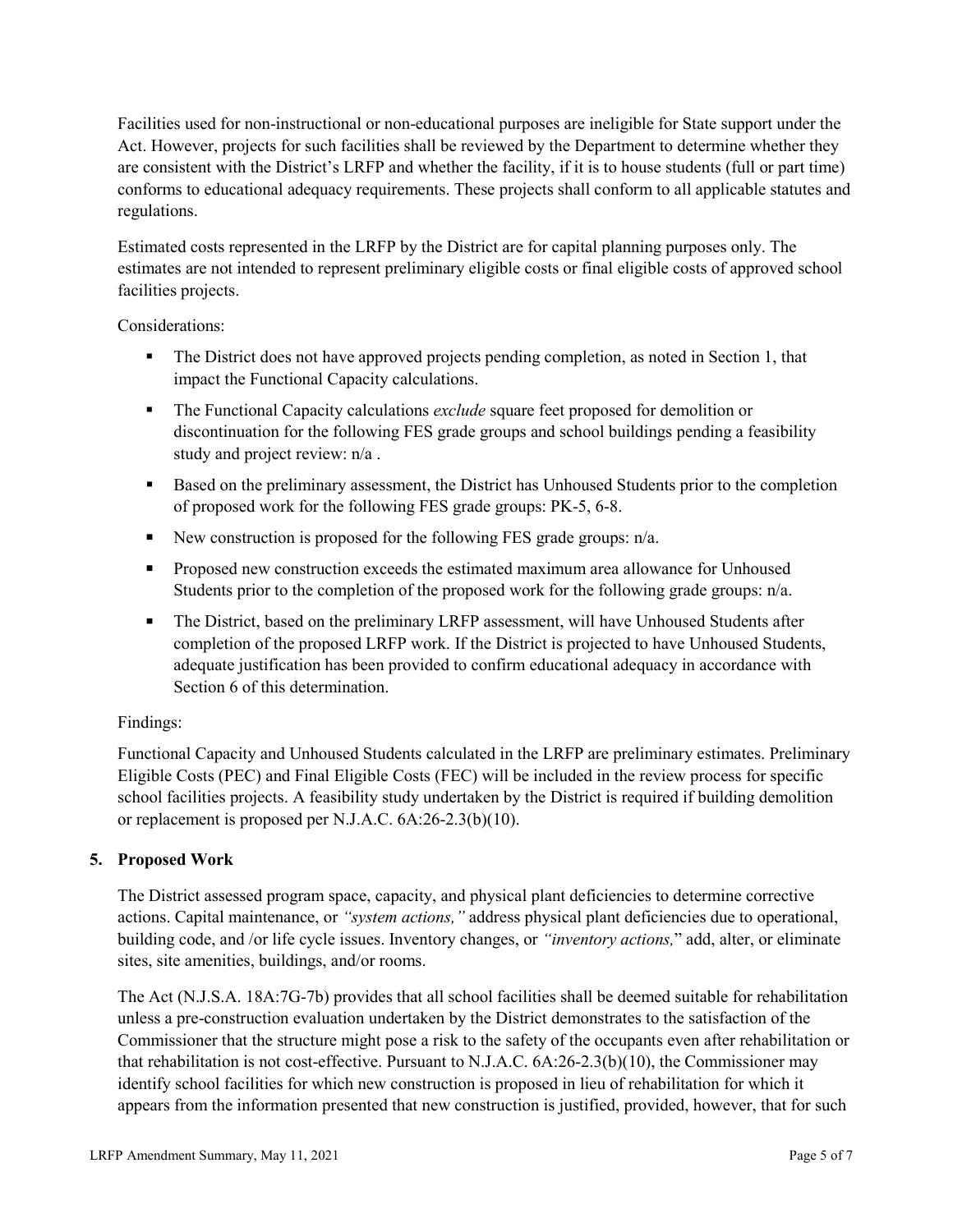Facilities used for non-instructional or non-educational purposes are ineligible for State support under the Act. However, projects for such facilities shall be reviewed by the Department to determine whether they are consistent with the District's LRFP and whether the facility, if it is to house students (full or part time) conforms to educational adequacy requirements. These projects shall conform to all applicable statutes and regulations.

Estimated costs represented in the LRFP by the District are for capital planning purposes only. The estimates are not intended to represent preliminary eligible costs or final eligible costs of approved school facilities projects.

Considerations:

- The District does not have approved projects pending completion, as noted in Section 1, that impact the Functional Capacity calculations.
- The Functional Capacity calculations *exclude* square feet proposed for demolition or discontinuation for the following FES grade groups and school buildings pending a feasibility study and project review: n/a .
- Based on the preliminary assessment, the District has Unhoused Students prior to the completion of proposed work for the following FES grade groups: PK-5, 6-8.
- New construction is proposed for the following FES grade groups: n/a.
- Proposed new construction exceeds the estimated maximum area allowance for Unhoused Students prior to the completion of the proposed work for the following grade groups: n/a.
- The District, based on the preliminary LRFP assessment, will have Unhoused Students after completion of the proposed LRFP work. If the District is projected to have Unhoused Students, adequate justification has been provided to confirm educational adequacy in accordance with Section 6 of this determination.

Findings:

Functional Capacity and Unhoused Students calculated in the LRFP are preliminary estimates. Preliminary Eligible Costs (PEC) and Final Eligible Costs (FEC) will be included in the review process for specific school facilities projects. A feasibility study undertaken by the District is required if building demolition or replacement is proposed per N.J.A.C. 6A:26-2.3(b)(10).

## 5. Proposed Work

The District assessed program space, capacity, and physical plant deficiencies to determine corrective actions. Capital maintenance, or *"system actions,"* address physical plant deficiencies due to operational, building code, and /or life cycle issues. Inventory changes, or *"inventory actions,"* add, alter, or eliminate sites, site amenities, buildings, and/or rooms.

The Act (N.J.S.A. 18A:7G-7b) provides that all school facilities shall be deemed suitable for rehabilitation unless a pre-construction evaluation undertaken by the District demonstrates to the satisfaction of the Commissioner that the structure might pose a risk to the safety of the occupants even after rehabilitation or that rehabilitation is not cost-effective. Pursuant to N.J.A.C. 6A:26-2.3(b)(10), the Commissioner may identify school facilities for which new construction is proposed in lieu of rehabilitation for which it appears from the information presented that new construction is justified, provided, however, that for such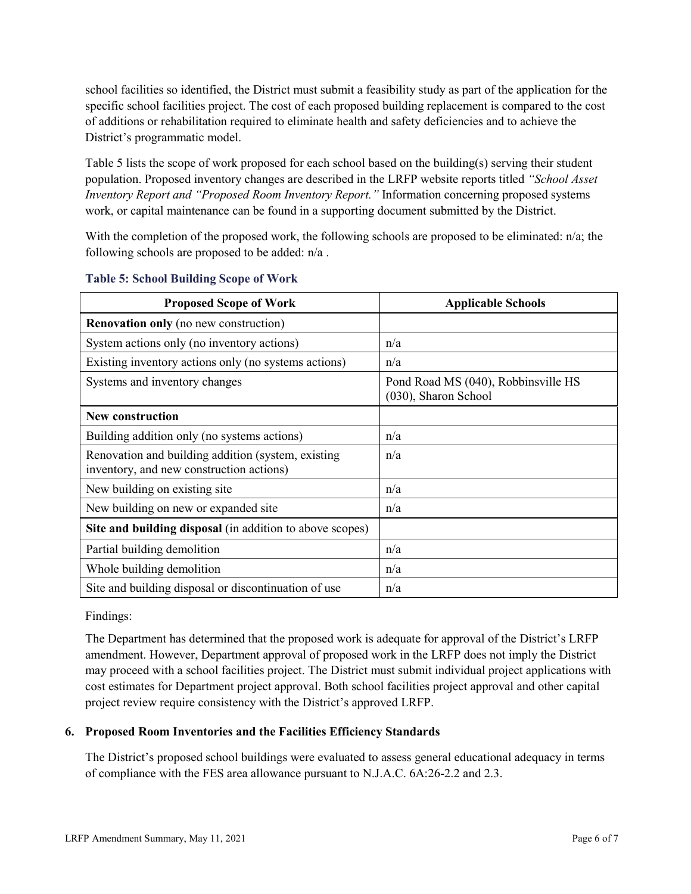school facilities so identified, the District must submit a feasibility study as part of the application for the specific school facilities project. The cost of each proposed building replacement is compared to the cost of additions or rehabilitation required to eliminate health and safety deficiencies and to achieve the District's programmatic model.

Table 5 lists the scope of work proposed for each school based on the building(s) serving their student population. Proposed inventory changes are described in the LRFP website reports titled *"School Asset Inventory Report and "Proposed Room Inventory Report."* Information concerning proposed systems work, or capital maintenance can be found in a supporting document submitted by the District.

With the completion of the proposed work, the following schools are proposed to be eliminated: n/a; the following schools are proposed to be added: n/a .

**Table 5: School Building Scope of Work**

| Proposed Scope of Work | Applicable Schools |
|---|---|
| **Renovation only** (no new construction) | |
| System actions only (no inventory actions) | n/a |
| Existing inventory actions only (no systems actions) | n/a |
| Systems and inventory changes | Pond Road MS (040), Robbinsville HS (030), Sharon School |
| **New construction** | |
| Building addition only (no systems actions) | n/a |
| Renovation and building addition (system, existing inventory, and new construction actions) | n/a |
| New building on existing site | n/a |
| New building on new or expanded site | n/a |
| **Site and building disposal** (in addition to above scopes) | |
| Partial building demolition | n/a |
| Whole building demolition | n/a |
| Site and building disposal or discontinuation of use | n/a |

Findings:

The Department has determined that the proposed work is adequate for approval of the District's LRFP amendment. However, Department approval of proposed work in the LRFP does not imply the District may proceed with a school facilities project. The District must submit individual project applications with cost estimates for Department project approval. Both school facilities project approval and other capital project review require consistency with the District's approved LRFP.

### 6. Proposed Room Inventories and the Facilities Efficiency Standards

The District's proposed school buildings were evaluated to assess general educational adequacy in terms of compliance with the FES area allowance pursuant to N.J.A.C. 6A:26-2.2 and 2.3.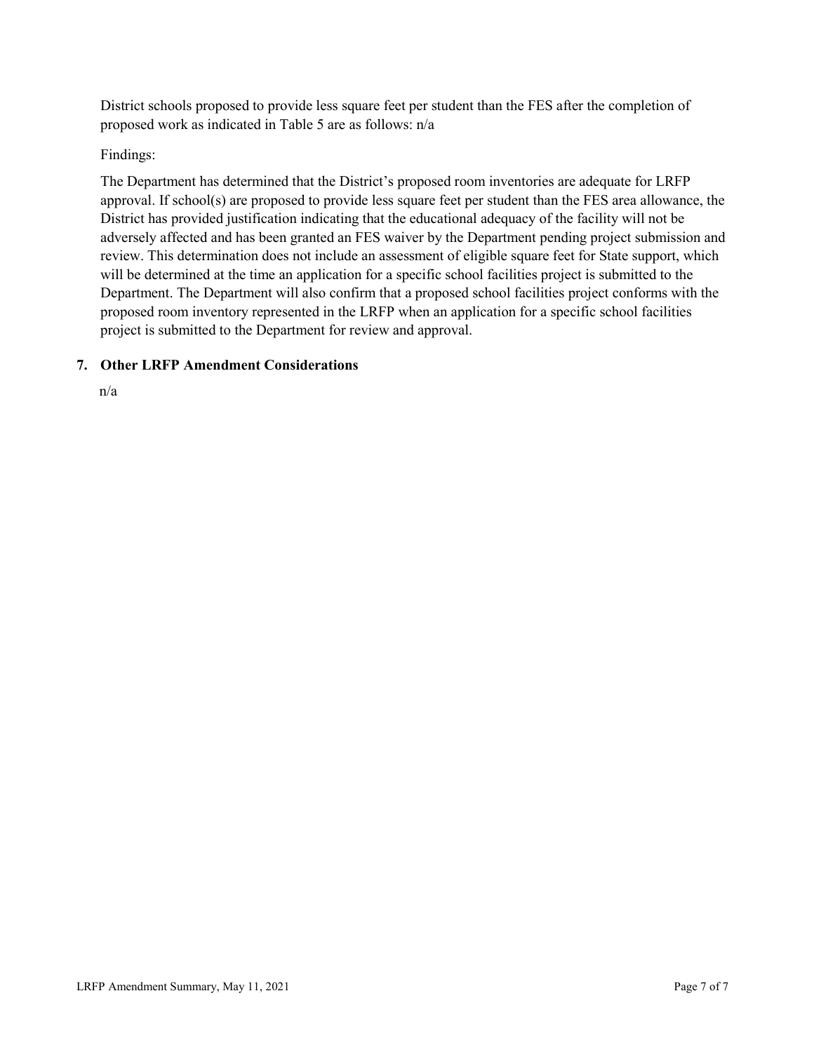District schools proposed to provide less square feet per student than the FES after the completion of proposed work as indicated in Table 5 are as follows: n/a

Findings:

The Department has determined that the District's proposed room inventories are adequate for LRFP approval. If school(s) are proposed to provide less square feet per student than the FES area allowance, the District has provided justification indicating that the educational adequacy of the facility will not be adversely affected and has been granted an FES waiver by the Department pending project submission and review. This determination does not include an assessment of eligible square feet for State support, which will be determined at the time an application for a specific school facilities project is submitted to the Department. The Department will also confirm that a proposed school facilities project conforms with the proposed room inventory represented in the LRFP when an application for a specific school facilities project is submitted to the Department for review and approval.

## 7. Other LRFP Amendment Considerations

n/a